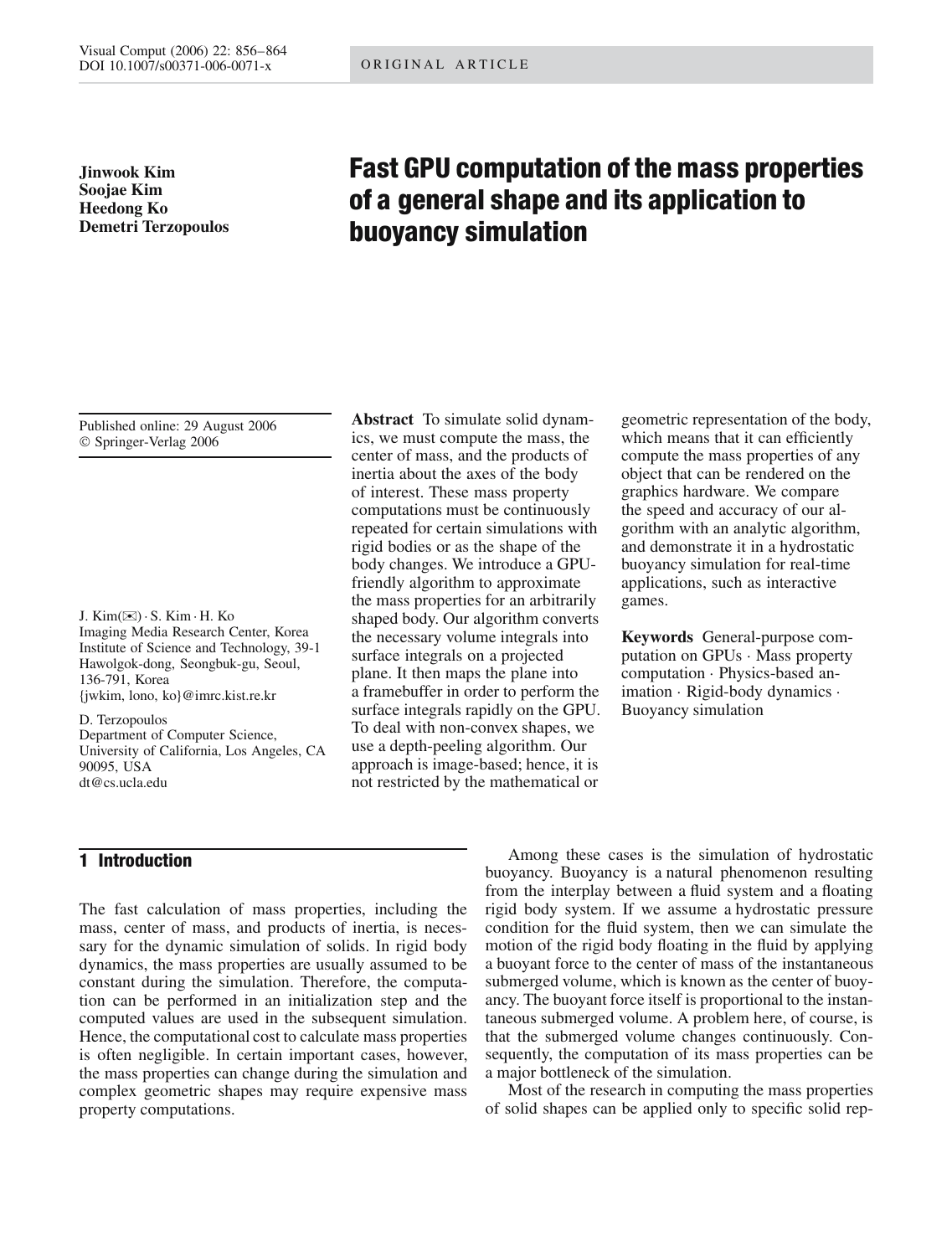ORIGINAL ARTICLE

**Jinwook Kim**
**Soojae Kim**
**Heedong Ko**
**Demetri Terzopoulos**

# Fast GPU computation of the mass properties of a general shape and its application to buoyancy simulation

Published online: 29 August 2006
© Springer-Verlag 2006

J. Kim (✉) · S. Kim · H. Ko
Imaging Media Research Center, Korea Institute of Science and Technology, 39-1 Hawolgok-dong, Seongbuk-gu, Seoul, 136-791, Korea
{jwkim, lono, ko}@imrc.kist.re.kr

D. Terzopoulos
Department of Computer Science, University of California, Los Angeles, CA 90095, USA
dt@cs.ucla.edu

**Abstract** To simulate solid dynamics, we must compute the mass, the center of mass, and the products of inertia about the axes of the body of interest. These mass property computations must be continuously repeated for certain simulations with rigid bodies or as the shape of the body changes. We introduce a GPU-friendly algorithm to approximate the mass properties for an arbitrarily shaped body. Our algorithm converts the necessary volume integrals into surface integrals on a projected plane. It then maps the plane into a framebuffer in order to perform the surface integrals rapidly on the GPU. To deal with non-convex shapes, we use a depth-peeling algorithm. Our approach is image-based; hence, it is not restricted by the mathematical or geometric representation of the body, which means that it can efficiently compute the mass properties of any object that can be rendered on the graphics hardware. We compare the speed and accuracy of our algorithm with an analytic algorithm, and demonstrate it in a hydrostatic buoyancy simulation for real-time applications, such as interactive games.

**Keywords** General-purpose computation on GPUs · Mass property computation · Physics-based animation · Rigid-body dynamics · Buoyancy simulation

## 1 Introduction

The fast calculation of mass properties, including the mass, center of mass, and products of inertia, is necessary for the dynamic simulation of solids. In rigid body dynamics, the mass properties are usually assumed to be constant during the simulation. Therefore, the computation can be performed in an initialization step and the computed values are used in the subsequent simulation. Hence, the computational cost to calculate mass properties is often negligible. In certain important cases, however, the mass properties can change during the simulation and complex geometric shapes may require expensive mass property computations.

Among these cases is the simulation of hydrostatic buoyancy. Buoyancy is a natural phenomenon resulting from the interplay between a fluid system and a floating rigid body system. If we assume a hydrostatic pressure condition for the fluid system, then we can simulate the motion of the rigid body floating in the fluid by applying a buoyant force to the center of mass of the instantaneous submerged volume, which is known as the center of buoyancy. The buoyant force itself is proportional to the instantaneous submerged volume. A problem here, of course, is that the submerged volume changes continuously. Consequently, the computation of its mass properties can be a major bottleneck of the simulation.

Most of the research in computing the mass properties of solid shapes can be applied only to specific solid rep-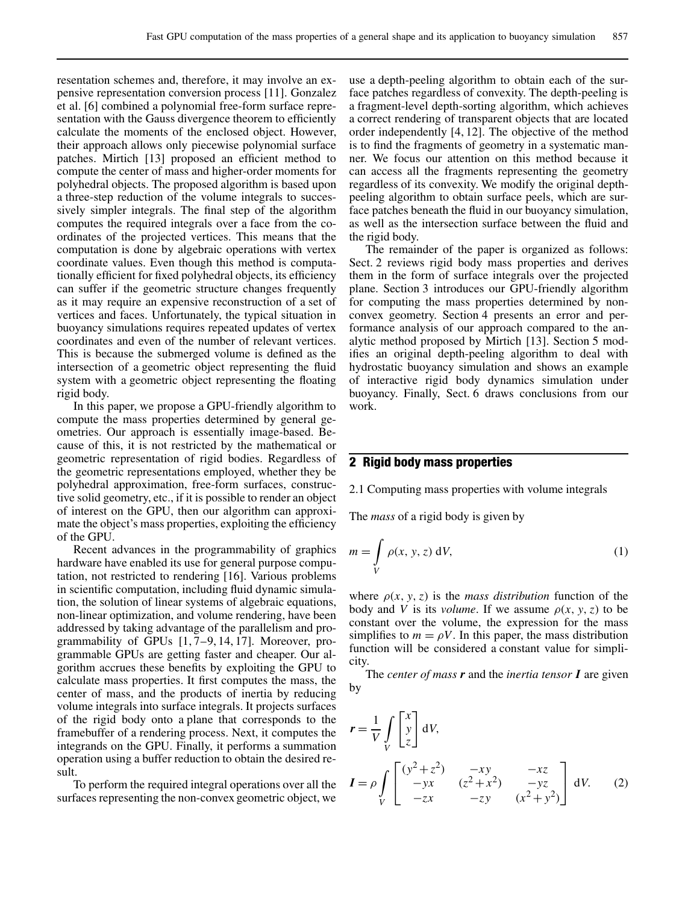resentation schemes and, therefore, it may involve an expensive representation conversion process [11]. Gonzalez et al. [6] combined a polynomial free-form surface representation with the Gauss divergence theorem to efficiently calculate the moments of the enclosed object. However, their approach allows only piecewise polynomial surface patches. Mirtich [13] proposed an efficient method to compute the center of mass and higher-order moments for polyhedral objects. The proposed algorithm is based upon a three-step reduction of the volume integrals to successively simpler integrals. The final step of the algorithm computes the required integrals over a face from the coordinates of the projected vertices. This means that the computation is done by algebraic operations with vertex coordinate values. Even though this method is computationally efficient for fixed polyhedral objects, its efficiency can suffer if the geometric structure changes frequently as it may require an expensive reconstruction of a set of vertices and faces. Unfortunately, the typical situation in buoyancy simulations requires repeated updates of vertex coordinates and even of the number of relevant vertices. This is because the submerged volume is defined as the intersection of a geometric object representing the fluid system with a geometric object representing the floating rigid body.

In this paper, we propose a GPU-friendly algorithm to compute the mass properties determined by general geometries. Our approach is essentially image-based. Because of this, it is not restricted by the mathematical or geometric representation of rigid bodies. Regardless of the geometric representations employed, whether they be polyhedral approximation, free-form surfaces, constructive solid geometry, etc., if it is possible to render an object of interest on the GPU, then our algorithm can approximate the object's mass properties, exploiting the efficiency of the GPU.

Recent advances in the programmability of graphics hardware have enabled its use for general purpose computation, not restricted to rendering [16]. Various problems in scientific computation, including fluid dynamic simulation, the solution of linear systems of algebraic equations, non-linear optimization, and volume rendering, have been addressed by taking advantage of the parallelism and programmability of GPUs [1, 7–9, 14, 17]. Moreover, programmable GPUs are getting faster and cheaper. Our algorithm accrues these benefits by exploiting the GPU to calculate mass properties. It first computes the mass, the center of mass, and the products of inertia by reducing volume integrals into surface integrals. It projects surfaces of the rigid body onto a plane that corresponds to the framebuffer of a rendering process. Next, it computes the integrands on the GPU. Finally, it performs a summation operation using a buffer reduction to obtain the desired result.

To perform the required integral operations over all the surfaces representing the non-convex geometric object, we use a depth-peeling algorithm to obtain each of the surface patches regardless of convexity. The depth-peeling is a fragment-level depth-sorting algorithm, which achieves a correct rendering of transparent objects that are located order independently [4, 12]. The objective of the method is to find the fragments of geometry in a systematic manner. We focus our attention on this method because it can access all the fragments representing the geometry regardless of its convexity. We modify the original depth-peeling algorithm to obtain surface peels, which are surface patches beneath the fluid in our buoyancy simulation, as well as the intersection surface between the fluid and the rigid body.

The remainder of the paper is organized as follows: Sect. 2 reviews rigid body mass properties and derives them in the form of surface integrals over the projected plane. Section 3 introduces our GPU-friendly algorithm for computing the mass properties determined by non-convex geometry. Section 4 presents an error and performance analysis of our approach compared to the analytic method proposed by Mirtich [13]. Section 5 modifies an original depth-peeling algorithm to deal with hydrostatic buoyancy simulation and shows an example of interactive rigid body dynamics simulation under buoyancy. Finally, Sect. 6 draws conclusions from our work.

## 2 Rigid body mass properties

### 2.1 Computing mass properties with volume integrals

The *mass* of a rigid body is given by

$$m = \int_V \rho(x, y, z) \, \mathrm{d}V, \tag{1}$$

where $\rho(x, y, z)$ is the *mass distribution* function of the body and $V$ is its *volume*. If we assume $\rho(x, y, z)$ to be constant over the volume, the expression for the mass simplifies to $m = \rho V$. In this paper, the mass distribution function will be considered a constant value for simplicity.

The *center of mass* $\boldsymbol{r}$ and the *inertia tensor* $\boldsymbol{I}$ are given by

$$\boldsymbol{r} = \frac{1}{V} \int_V \begin{bmatrix} x \\ y \\ z \end{bmatrix} \mathrm{d}V,$$

$$\boldsymbol{I} = \rho \int_V \begin{bmatrix} (y^2+z^2) & -xy & -xz \\ -yx & (z^2+x^2) & -yz \\ -zx & -zy & (x^2+y^2) \end{bmatrix} \mathrm{d}V. \tag{2}$$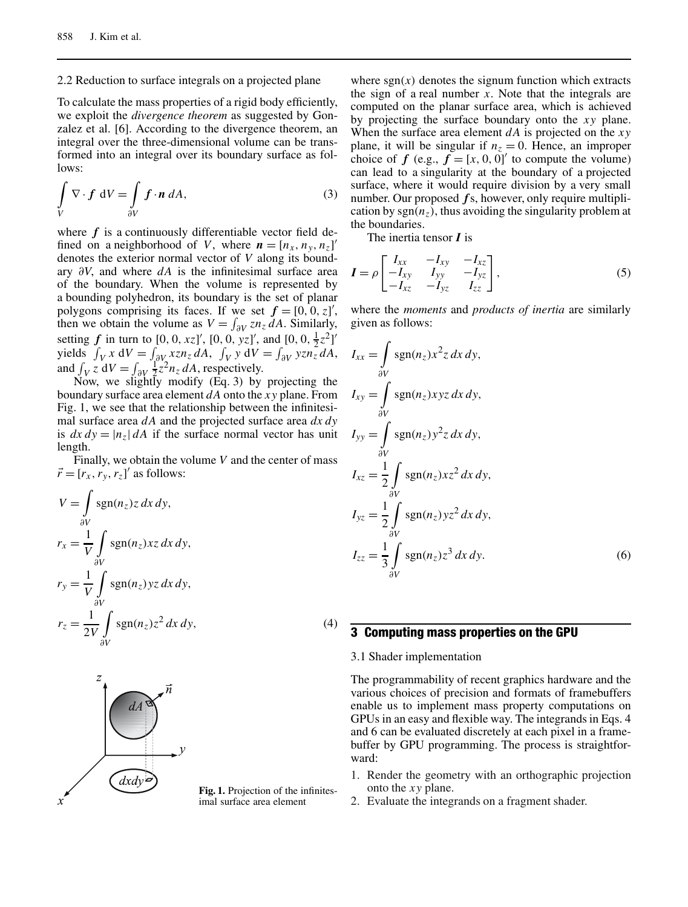### 2.2 Reduction to surface integrals on a projected plane

To calculate the mass properties of a rigid body efficiently, we exploit the *divergence theorem* as suggested by Gonzalez et al. [6]. According to the divergence theorem, an integral over the three-dimensional volume can be transformed into an integral over its boundary surface as follows:

$$\int_V \nabla \cdot \boldsymbol{f} \, \mathrm{d}V = \int_{\partial V} \boldsymbol{f} \cdot \boldsymbol{n} \, dA, \tag{3}$$

where $\boldsymbol{f}$ is a continuously differentiable vector field defined on a neighborhood of $V$, where $\boldsymbol{n} = [n_x, n_y, n_z]'$ denotes the exterior normal vector of $V$ along its boundary $\partial V$, and where $dA$ is the infinitesimal surface area of the boundary. When the volume is represented by a bounding polyhedron, its boundary is the set of planar polygons comprising its faces. If we set $\boldsymbol{f} = [0, 0, z]'$, then we obtain the volume as $V = \int_{\partial V} z n_z \, dA$. Similarly, setting $\boldsymbol{f}$ in turn to $[0, 0, xz]'$, $[0, 0, yz]'$, and $[0, 0, \frac{1}{2}z^2]'$ yields $\int_V x \, \mathrm{d}V = \int_{\partial V} x z n_z \, dA$, $\int_V y \, \mathrm{d}V = \int_{\partial V} y z n_z \, dA$, and $\int_V z \, \mathrm{d}V = \int_{\partial V} \frac{1}{2} z^2 n_z \, dA$, respectively.

Now, we slightly modify (Eq. 3) by projecting the boundary surface area element $dA$ onto the $xy$ plane. From Fig. 1, we see that the relationship between the infinitesimal surface area $dA$ and the projected surface area $dx\,dy$ is $dx\,dy = |n_z|\,dA$ if the surface normal vector has unit length.

Finally, we obtain the volume $V$ and the center of mass $\vec{r} = [r_x, r_y, r_z]'$ as follows:

$$\begin{aligned}
V &= \int_{\partial V} \mathrm{sgn}(n_z) z \, dx \, dy, \\
r_x &= \frac{1}{V} \int_{\partial V} \mathrm{sgn}(n_z) x z \, dx \, dy, \\
r_y &= \frac{1}{V} \int_{\partial V} \mathrm{sgn}(n_z) y z \, dx \, dy, \\
r_z &= \frac{1}{2V} \int_{\partial V} \mathrm{sgn}(n_z) z^2 \, dx \, dy,
\end{aligned} \tag{4}$$

**Fig. 1.** Projection of the infinitesimal surface area element

where $\mathrm{sgn}(x)$ denotes the signum function which extracts the sign of a real number $x$. Note that the integrals are computed on the planar surface area, which is achieved by projecting the surface boundary onto the $xy$ plane. When the surface area element $dA$ is projected on the $xy$ plane, it will be singular if $n_z = 0$. Hence, an improper choice of $\boldsymbol{f}$ (e.g., $\boldsymbol{f} = [x, 0, 0]'$ to compute the volume) can lead to a singularity at the boundary of a projected surface, where it would require division by a very small number. Our proposed $\boldsymbol{f}$s, however, only require multiplication by $\mathrm{sgn}(n_z)$, thus avoiding the singularity problem at the boundaries.

The inertia tensor $\boldsymbol{I}$ is

$$\boldsymbol{I} = \rho \begin{bmatrix} I_{xx} & -I_{xy} & -I_{xz} \\ -I_{xy} & I_{yy} & -I_{yz} \\ -I_{xz} & -I_{yz} & I_{zz} \end{bmatrix}, \tag{5}$$

where the *moments* and *products of inertia* are similarly given as follows:

$$\begin{aligned}
I_{xx} &= \int_{\partial V} \mathrm{sgn}(n_z) x^2 z \, dx \, dy, \\
I_{xy} &= \int_{\partial V} \mathrm{sgn}(n_z) x y z \, dx \, dy, \\
I_{yy} &= \int_{\partial V} \mathrm{sgn}(n_z) y^2 z \, dx \, dy, \\
I_{xz} &= \frac{1}{2} \int_{\partial V} \mathrm{sgn}(n_z) x z^2 \, dx \, dy, \\
I_{yz} &= \frac{1}{2} \int_{\partial V} \mathrm{sgn}(n_z) y z^2 \, dx \, dy, \\
I_{zz} &= \frac{1}{3} \int_{\partial V} \mathrm{sgn}(n_z) z^3 \, dx \, dy.
\end{aligned} \tag{6}$$

## 3 Computing mass properties on the GPU

### 3.1 Shader implementation

The programmability of recent graphics hardware and the various choices of precision and formats of framebuffers enable us to implement mass property computations on GPUs in an easy and flexible way. The integrands in Eqs. 4 and 6 can be evaluated discretely at each pixel in a framebuffer by GPU programming. The process is straightforward:

1. Render the geometry with an orthographic projection onto the $xy$ plane.
2. Evaluate the integrands on a fragment shader.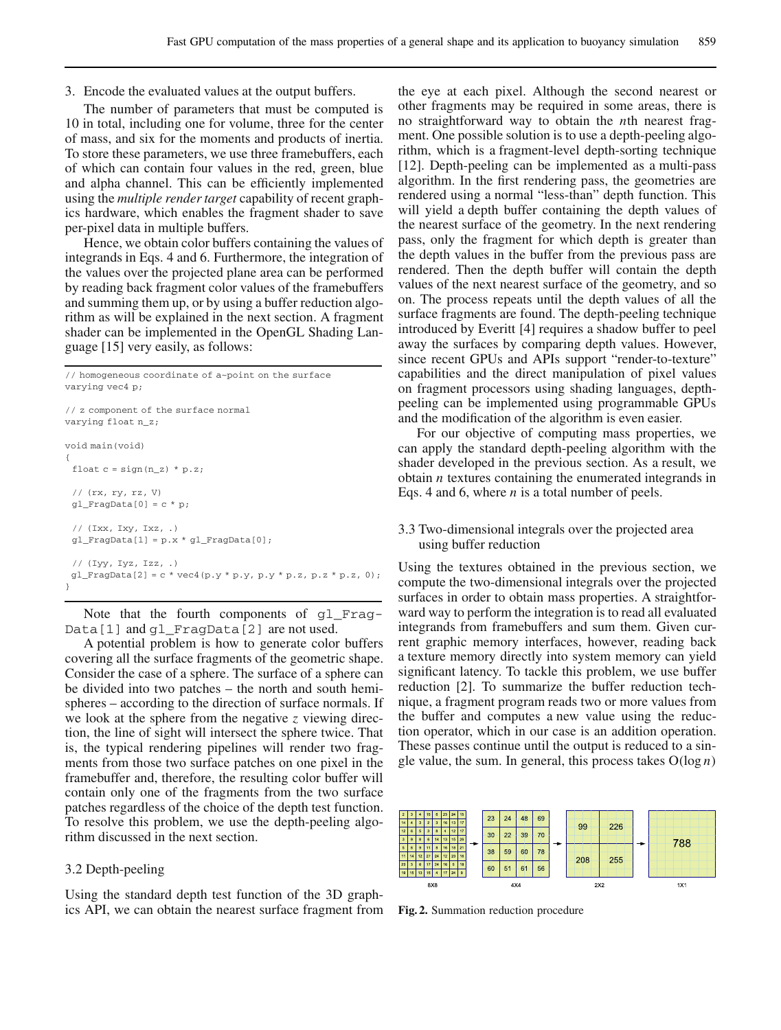3. Encode the evaluated values at the output buffers.

The number of parameters that must be computed is 10 in total, including one for volume, three for the center of mass, and six for the moments and products of inertia. To store these parameters, we use three framebuffers, each of which can contain four values in the red, green, blue and alpha channel. This can be efficiently implemented using the *multiple render target* capability of recent graphics hardware, which enables the fragment shader to save per-pixel data in multiple buffers.

Hence, we obtain color buffers containing the values of integrands in Eqs. 4 and 6. Furthermore, the integration of the values over the projected plane area can be performed by reading back fragment color values of the framebuffers and summing them up, or by using a buffer reduction algorithm as will be explained in the next section. A fragment shader can be implemented in the OpenGL Shading Language [15] very easily, as follows:

```
// homogeneous coordinate of a~point on the surface
varying vec4 p;

// z component of the surface normal
varying float n_z;

void main(void)
{
 float c = sign(n_z) * p.z;

 // (rx, ry, rz, V)
 gl_FragData[0] = c * p;

 // (Ixx, Ixy, Ixz, .)
 gl_FragData[1] = p.x * gl_FragData[0];

 // (Iyy, Iyz, Izz, .)
 gl_FragData[2] = c * vec4(p.y * p.y, p.y * p.z, p.z * p.z, 0);
}
```

Note that the fourth components of `gl_FragData[1]` and `gl_FragData[2]` are not used.

A potential problem is how to generate color buffers covering all the surface fragments of the geometric shape. Consider the case of a sphere. The surface of a sphere can be divided into two patches – the north and south hemispheres – according to the direction of surface normals. If we look at the sphere from the negative $z$ viewing direction, the line of sight will intersect the sphere twice. That is, the typical rendering pipelines will render two fragments from those two surface patches on one pixel in the framebuffer and, therefore, the resulting color buffer will contain only one of the fragments from the two surface patches regardless of the choice of the depth test function. To resolve this problem, we use the depth-peeling algorithm discussed in the next section.

### 3.2 Depth-peeling

Using the standard depth test function of the 3D graphics API, we can obtain the nearest surface fragment from the eye at each pixel. Although the second nearest or other fragments may be required in some areas, there is no straightforward way to obtain the $n$th nearest fragment. One possible solution is to use a depth-peeling algorithm, which is a fragment-level depth-sorting technique [12]. Depth-peeling can be implemented as a multi-pass algorithm. In the first rendering pass, the geometries are rendered using a normal "less-than" depth function. This will yield a depth buffer containing the depth values of the nearest surface of the geometry. In the next rendering pass, only the fragment for which depth is greater than the depth values in the buffer from the previous pass are rendered. Then the depth buffer will contain the depth values of the next nearest surface of the geometry, and so on. The process repeats until the depth values of all the surface fragments are found. The depth-peeling technique introduced by Everitt [4] requires a shadow buffer to peel away the surfaces by comparing depth values. However, since recent GPUs and APIs support "render-to-texture" capabilities and the direct manipulation of pixel values on fragment processors using shading languages, depth-peeling can be implemented using programmable GPUs and the modification of the algorithm is even easier.

For our objective of computing mass properties, we can apply the standard depth-peeling algorithm with the shader developed in the previous section. As a result, we obtain $n$ textures containing the enumerated integrands in Eqs. 4 and 6, where $n$ is a total number of peels.

### 3.3 Two-dimensional integrals over the projected area using buffer reduction

Using the textures obtained in the previous section, we compute the two-dimensional integrals over the projected surfaces in order to obtain mass properties. A straightforward way to perform the integration is to read all evaluated integrands from framebuffers and sum them. Given current graphic memory interfaces, however, reading back a texture memory directly into system memory can yield significant latency. To tackle this problem, we use buffer reduction [2]. To summarize the buffer reduction technique, a fragment program reads two or more values from the buffer and computes a new value using the reduction operator, which in our case is an addition operation. These passes continue until the output is reduced to a single value, the sum. In general, this process takes $O(\log n)$

**Fig. 2.** Summation reduction procedure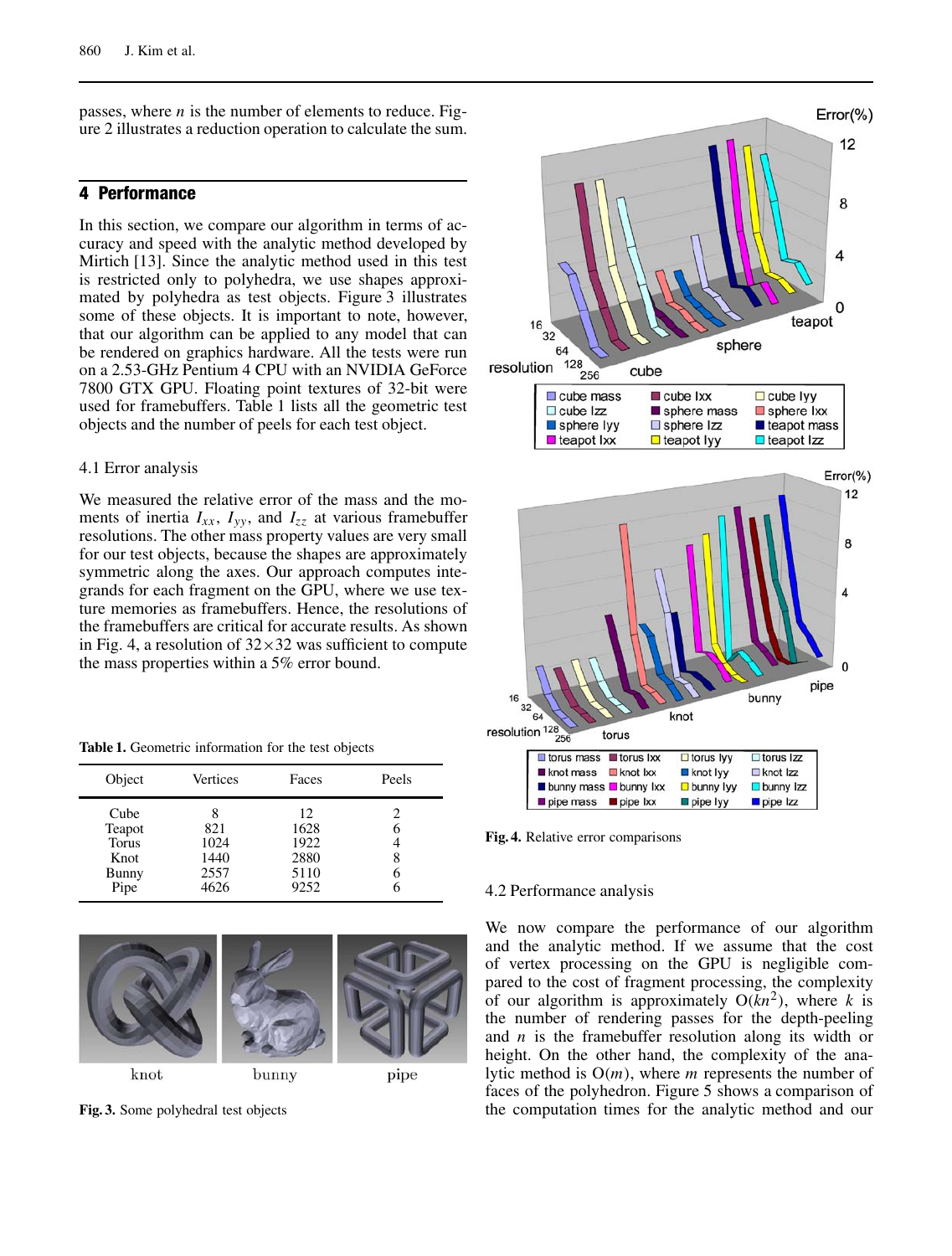passes, where $n$ is the number of elements to reduce. Figure 2 illustrates a reduction operation to calculate the sum.

## 4 Performance

In this section, we compare our algorithm in terms of accuracy and speed with the analytic method developed by Mirtich [13]. Since the analytic method used in this test is restricted only to polyhedra, we use shapes approximated by polyhedra as test objects. Figure 3 illustrates some of these objects. It is important to note, however, that our algorithm can be applied to any model that can be rendered on graphics hardware. All the tests were run on a 2.53-GHz Pentium 4 CPU with an NVIDIA GeForce 7800 GTX GPU. Floating point textures of 32-bit were used for framebuffers. Table 1 lists all the geometric test objects and the number of peels for each test object.

### 4.1 Error analysis

We measured the relative error of the mass and the moments of inertia $I_{xx}$, $I_{yy}$, and $I_{zz}$ at various framebuffer resolutions. The other mass property values are very small for our test objects, because the shapes are approximately symmetric along the axes. Our approach computes integrands for each fragment on the GPU, where we use texture memories as framebuffers. Hence, the resolutions of the framebuffers are critical for accurate results. As shown in Fig. 4, a resolution of $32 \times 32$ was sufficient to compute the mass properties within a 5% error bound.

**Table 1.** Geometric information for the test objects

| Object | Vertices | Faces | Peels |
|---|---|---|---|
| Cube | 8 | 12 | 2 |
| Teapot | 821 | 1628 | 6 |
| Torus | 1024 | 1922 | 4 |
| Knot | 1440 | 2880 | 8 |
| Bunny | 2557 | 5110 | 6 |
| Pipe | 4626 | 9252 | 6 |

**Fig. 3.** Some polyhedral test objects

**Fig. 4.** Relative error comparisons

### 4.2 Performance analysis

We now compare the performance of our algorithm and the analytic method. If we assume that the cost of vertex processing on the GPU is negligible compared to the cost of fragment processing, the complexity of our algorithm is approximately $O(kn^2)$, where $k$ is the number of rendering passes for the depth-peeling and $n$ is the framebuffer resolution along its width or height. On the other hand, the complexity of the analytic method is $O(m)$, where $m$ represents the number of faces of the polyhedron. Figure 5 shows a comparison of the computation times for the analytic method and our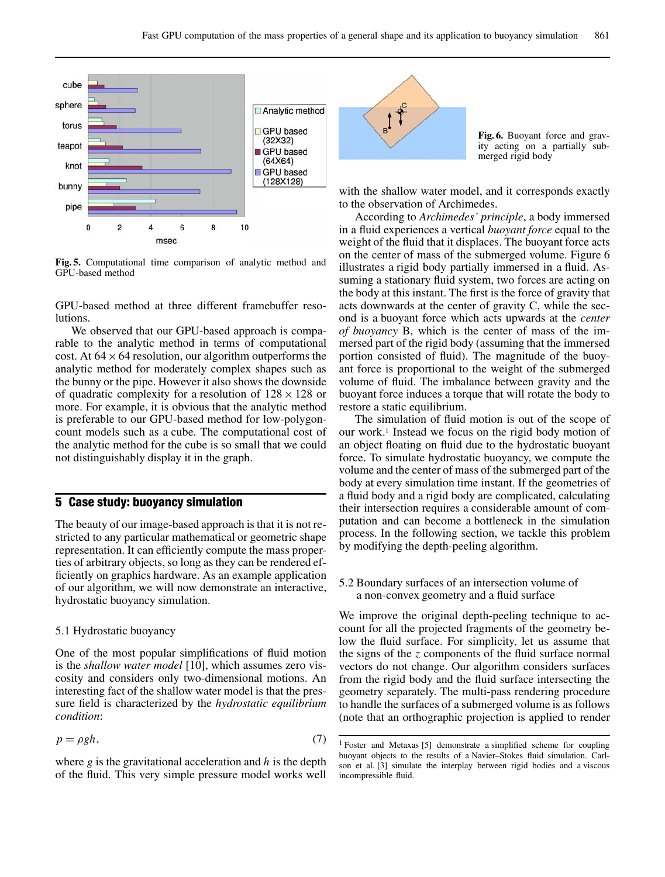cube
sphere
torus
teapot
knot
bunny
pipe

0 2 4 6 8 10
msec

Analytic method
GPU based (32X32)
GPU based (64X64)
GPU based (128X128)

**Fig. 5.** Computational time comparison of analytic method and GPU-based method

GPU-based method at three different framebuffer resolutions.

We observed that our GPU-based approach is comparable to the analytic method in terms of computational cost. At $64 \times 64$ resolution, our algorithm outperforms the analytic method for moderately complex shapes such as the bunny or the pipe. However it also shows the downside of quadratic complexity for a resolution of $128 \times 128$ or more. For example, it is obvious that the analytic method is preferable to our GPU-based method for low-polygon-count models such as a cube. The computational cost of the analytic method for the cube is so small that we could not distinguishably display it in the graph.

## 5 Case study: buoyancy simulation

The beauty of our image-based approach is that it is not restricted to any particular mathematical or geometric shape representation. It can efficiently compute the mass properties of arbitrary objects, so long as they can be rendered efficiently on graphics hardware. As an example application of our algorithm, we will now demonstrate an interactive, hydrostatic buoyancy simulation.

### 5.1 Hydrostatic buoyancy

One of the most popular simplifications of fluid motion is the *shallow water model* [10], which assumes zero viscosity and considers only two-dimensional motions. An interesting fact of the shallow water model is that the pressure field is characterized by the *hydrostatic equilibrium condition*:

$$p = \rho g h, \tag{7}$$

where $g$ is the gravitational acceleration and $h$ is the depth of the fluid. This very simple pressure model works well with the shallow water model, and it corresponds exactly to the observation of Archimedes.

C
B

**Fig. 6.** Buoyant force and gravity acting on a partially submerged rigid body

According to *Archimedes' principle*, a body immersed in a fluid experiences a vertical *buoyant force* equal to the weight of the fluid that it displaces. The buoyant force acts on the center of mass of the submerged volume. Figure 6 illustrates a rigid body partially immersed in a fluid. Assuming a stationary fluid system, two forces are acting on the body at this instant. The first is the force of gravity that acts downwards at the center of gravity C, while the second is a buoyant force which acts upwards at the *center of buoyancy* B, which is the center of mass of the immersed part of the rigid body (assuming that the immersed portion consisted of fluid). The magnitude of the buoyant force is proportional to the weight of the submerged volume of fluid. The imbalance between gravity and the buoyant force induces a torque that will rotate the body to restore a static equilibrium.

The simulation of fluid motion is out of the scope of our work.[1] Instead we focus on the rigid body motion of an object floating on fluid due to the hydrostatic buoyant force. To simulate hydrostatic buoyancy, we compute the volume and the center of mass of the submerged part of the body at every simulation time instant. If the geometries of a fluid body and a rigid body are complicated, calculating their intersection requires a considerable amount of computation and can become a bottleneck in the simulation process. In the following section, we tackle this problem by modifying the depth-peeling algorithm.

### 5.2 Boundary surfaces of an intersection volume of a non-convex geometry and a fluid surface

We improve the original depth-peeling technique to account for all the projected fragments of the geometry below the fluid surface. For simplicity, let us assume that the signs of the $z$ components of the fluid surface normal vectors do not change. Our algorithm considers surfaces from the rigid body and the fluid surface intersecting the geometry separately. The multi-pass rendering procedure to handle the surfaces of a submerged volume is as follows (note that an orthographic projection is applied to render

[1] Foster and Metaxas [5] demonstrate a simplified scheme for coupling buoyant objects to the results of a Navier–Stokes fluid simulation. Carlson et al. [3] simulate the interplay between rigid bodies and a viscous incompressible fluid.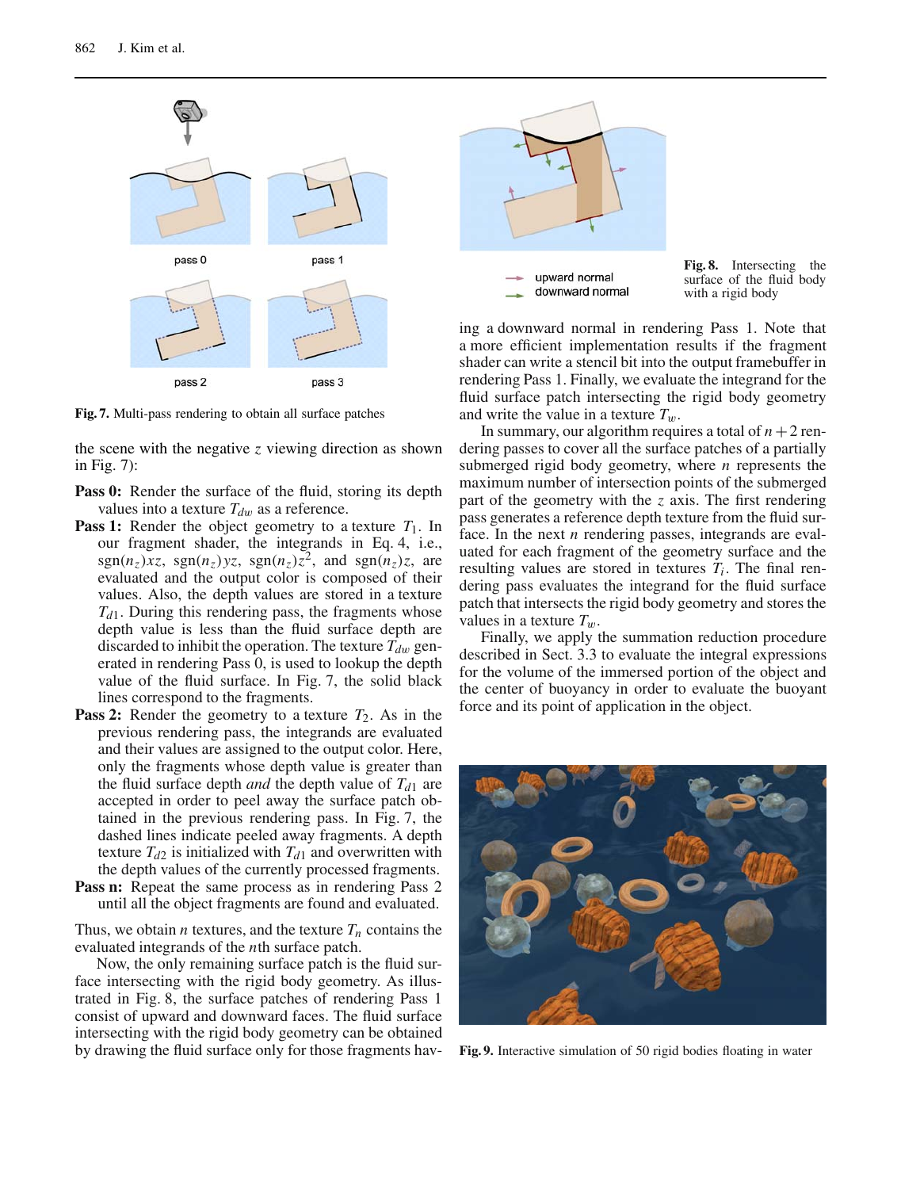Fig. 7. Multi-pass rendering to obtain all surface patches

the scene with the negative $z$ viewing direction as shown in Fig. 7):

**Pass 0:** Render the surface of the fluid, storing its depth values into a texture $T_{dw}$ as a reference.

**Pass 1:** Render the object geometry to a texture $T_1$. In our fragment shader, the integrands in Eq. 4, i.e., $\mathrm{sgn}(n_z)xz$, $\mathrm{sgn}(n_z)yz$, $\mathrm{sgn}(n_z)z^2$, and $\mathrm{sgn}(n_z)z$, are evaluated and the output color is composed of their values. Also, the depth values are stored in a texture $T_{d1}$. During this rendering pass, the fragments whose depth value is less than the fluid surface depth are discarded to inhibit the operation. The texture $T_{dw}$ generated in rendering Pass 0, is used to lookup the depth value of the fluid surface. In Fig. 7, the solid black lines correspond to the fragments.

**Pass 2:** Render the geometry to a texture $T_2$. As in the previous rendering pass, the integrands are evaluated and their values are assigned to the output color. Here, only the fragments whose depth value is greater than the fluid surface depth *and* the depth value of $T_{d1}$ are accepted in order to peel away the surface patch obtained in the previous rendering pass. In Fig. 7, the dashed lines indicate peeled away fragments. A depth texture $T_{d2}$ is initialized with $T_{d1}$ and overwritten with the depth values of the currently processed fragments.

**Pass n:** Repeat the same process as in rendering Pass 2 until all the object fragments are found and evaluated.

Thus, we obtain $n$ textures, and the texture $T_n$ contains the evaluated integrands of the $n$th surface patch.

Now, the only remaining surface patch is the fluid surface intersecting with the rigid body geometry. As illustrated in Fig. 8, the surface patches of rendering Pass 1 consist of upward and downward faces. The fluid surface intersecting with the rigid body geometry can be obtained by drawing the fluid surface only for those fragments having a downward normal in rendering Pass 1. Note that a more efficient implementation results if the fragment shader can write a stencil bit into the output framebuffer in rendering Pass 1. Finally, we evaluate the integrand for the fluid surface patch intersecting the rigid body geometry and write the value in a texture $T_w$.

Fig. 8. Intersecting the surface of the fluid body with a rigid body

In summary, our algorithm requires a total of $n+2$ rendering passes to cover all the surface patches of a partially submerged rigid body geometry, where $n$ represents the maximum number of intersection points of the submerged part of the geometry with the $z$ axis. The first rendering pass generates a reference depth texture from the fluid surface. In the next $n$ rendering passes, integrands are evaluated for each fragment of the geometry surface and the resulting values are stored in textures $T_i$. The final rendering pass evaluates the integrand for the fluid surface patch that intersects the rigid body geometry and stores the values in a texture $T_w$.

Finally, we apply the summation reduction procedure described in Sect. 3.3 to evaluate the integral expressions for the volume of the immersed portion of the object and the center of buoyancy in order to evaluate the buoyant force and its point of application in the object.

Fig. 9. Interactive simulation of 50 rigid bodies floating in water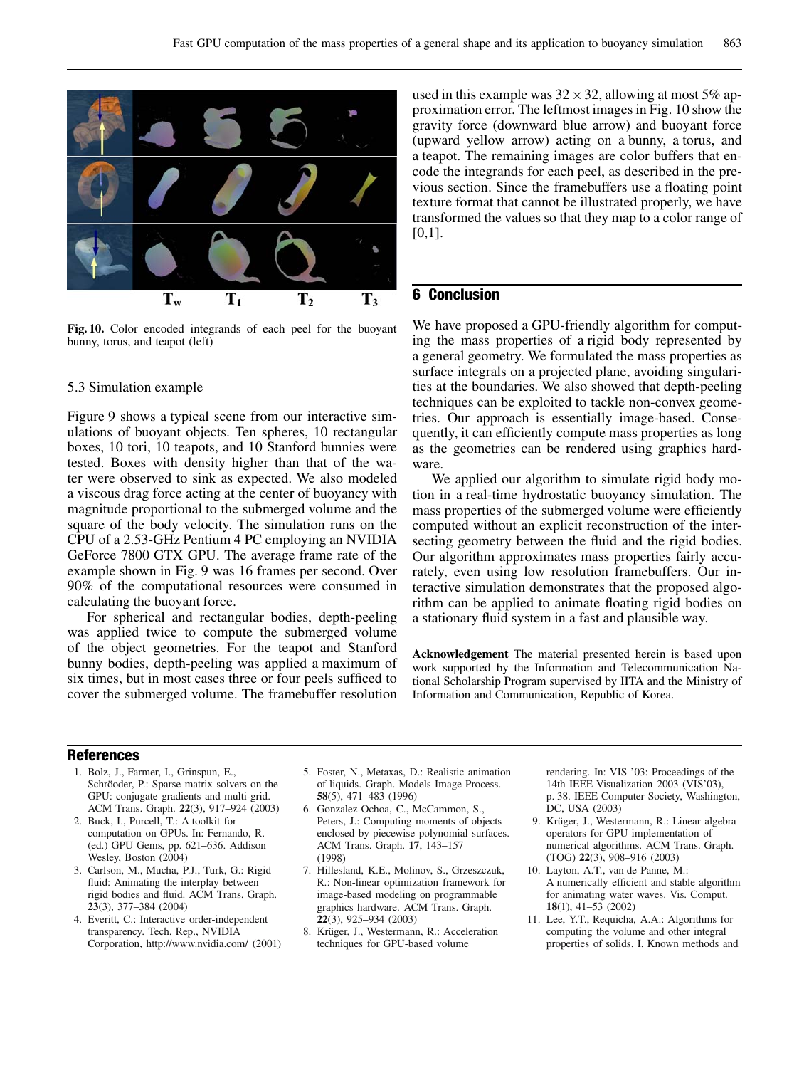Fig. 10. Color encoded integrands of each peel for the buoyant bunny, torus, and teapot (left)

### 5.3 Simulation example

Figure 9 shows a typical scene from our interactive simulations of buoyant objects. Ten spheres, 10 rectangular boxes, 10 tori, 10 teapots, and 10 Stanford bunnies were tested. Boxes with density higher than that of the water were observed to sink as expected. We also modeled a viscous drag force acting at the center of buoyancy with magnitude proportional to the submerged volume and the square of the body velocity. The simulation runs on the CPU of a 2.53-GHz Pentium 4 PC employing an NVIDIA GeForce 7800 GTX GPU. The average frame rate of the example shown in Fig. 9 was 16 frames per second. Over 90% of the computational resources were consumed in calculating the buoyant force.

For spherical and rectangular bodies, depth-peeling was applied twice to compute the submerged volume of the object geometries. For the teapot and Stanford bunny bodies, depth-peeling was applied a maximum of six times, but in most cases three or four peels sufficed to cover the submerged volume. The framebuffer resolution used in this example was $32 \times 32$, allowing at most 5% approximation error. The leftmost images in Fig. 10 show the gravity force (downward blue arrow) and buoyant force (upward yellow arrow) acting on a bunny, a torus, and a teapot. The remaining images are color buffers that encode the integrands for each peel, as described in the previous section. Since the framebuffers use a floating point texture format that cannot be illustrated properly, we have transformed the values so that they map to a color range of [0,1].

## 6 Conclusion

We have proposed a GPU-friendly algorithm for computing the mass properties of a rigid body represented by a general geometry. We formulated the mass properties as surface integrals on a projected plane, avoiding singularities at the boundaries. We also showed that depth-peeling techniques can be exploited to tackle non-convex geometries. Our approach is essentially image-based. Consequently, it can efficiently compute mass properties as long as the geometries can be rendered using graphics hardware.

We applied our algorithm to simulate rigid body motion in a real-time hydrostatic buoyancy simulation. The mass properties of the submerged volume were efficiently computed without an explicit reconstruction of the intersecting geometry between the fluid and the rigid bodies. Our algorithm approximates mass properties fairly accurately, even using low resolution framebuffers. Our interactive simulation demonstrates that the proposed algorithm can be applied to animate floating rigid bodies on a stationary fluid system in a fast and plausible way.

**Acknowledgement** The material presented herein is based upon work supported by the Information and Telecommunication National Scholarship Program supervised by IITA and the Ministry of Information and Communication, Republic of Korea.

## References

1. Bolz, J., Farmer, I., Grinspun, E., Schröoder, P.: Sparse matrix solvers on the GPU: conjugate gradients and multi-grid. ACM Trans. Graph. **22**(3), 917–924 (2003)
2. Buck, I., Purcell, T.: A toolkit for computation on GPUs. In: Fernando, R. (ed.) GPU Gems, pp. 621–636. Addison Wesley, Boston (2004)
3. Carlson, M., Mucha, P.J., Turk, G.: Rigid fluid: Animating the interplay between rigid bodies and fluid. ACM Trans. Graph. **23**(3), 377–384 (2004)
4. Everitt, C.: Interactive order-independent transparency. Tech. Rep., NVIDIA Corporation, http://www.nvidia.com/ (2001)
5. Foster, N., Metaxas, D.: Realistic animation of liquids. Graph. Models Image Process. **58**(5), 471–483 (1996)
6. Gonzalez-Ochoa, C., McCammon, S., Peters, J.: Computing moments of objects enclosed by piecewise polynomial surfaces. ACM Trans. Graph. **17**, 143–157 (1998)
7. Hillesland, K.E., Molinov, S., Grzeszczuk, R.: Non-linear optimization framework for image-based modeling on programmable graphics hardware. ACM Trans. Graph. **22**(3), 925–934 (2003)
8. Krüger, J., Westermann, R.: Acceleration techniques for GPU-based volume rendering. In: VIS '03: Proceedings of the 14th IEEE Visualization 2003 (VIS'03), p. 38. IEEE Computer Society, Washington, DC, USA (2003)
9. Krüger, J., Westermann, R.: Linear algebra operators for GPU implementation of numerical algorithms. ACM Trans. Graph. (TOG) **22**(3), 908–916 (2003)
10. Layton, A.T., van de Panne, M.: A numerically efficient and stable algorithm for animating water waves. Vis. Comput. **18**(1), 41–53 (2002)
11. Lee, Y.T., Requicha, A.A.: Algorithms for computing the volume and other integral properties of solids. I. Known methods and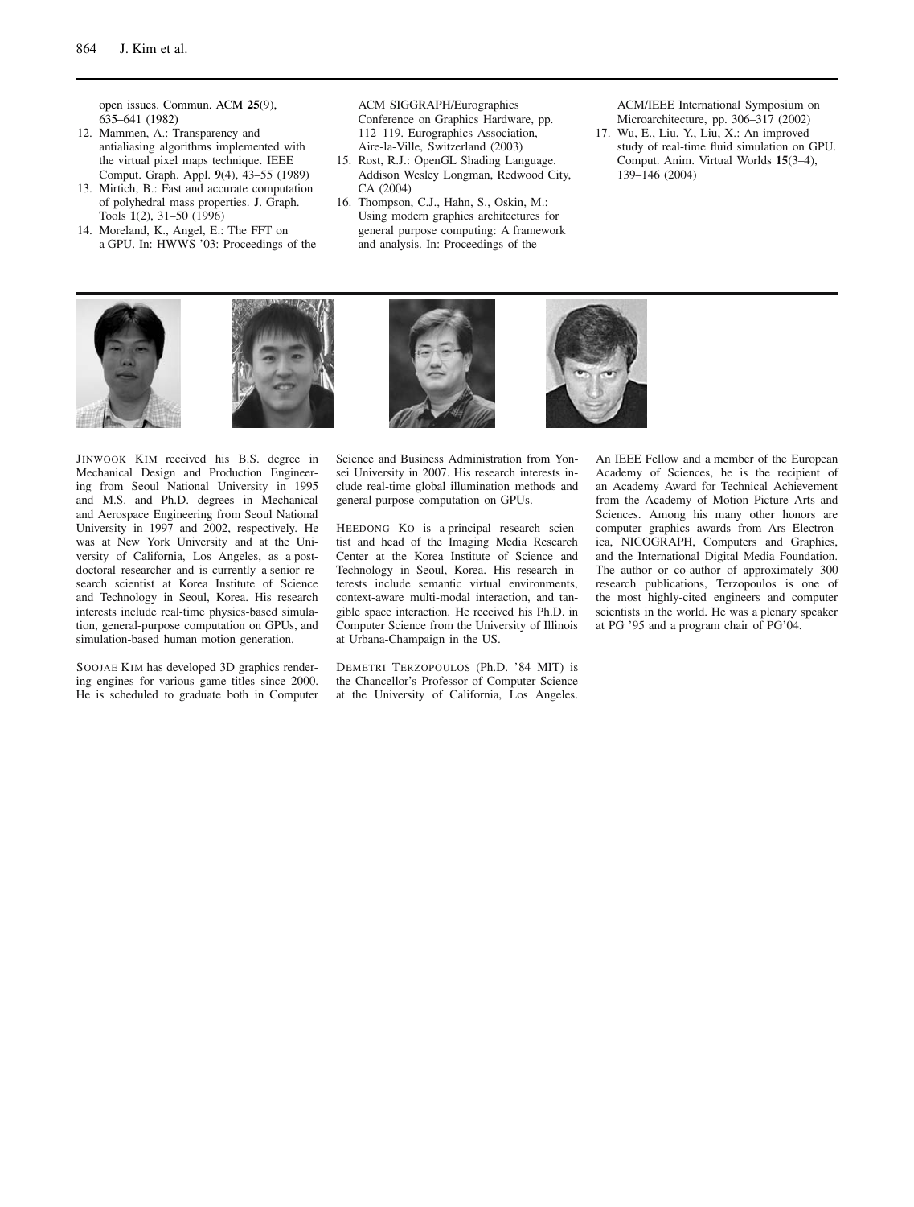open issues. Commun. ACM **25**(9), 635–641 (1982)

12. Mammen, A.: Transparency and antialiasing algorithms implemented with the virtual pixel maps technique. IEEE Comput. Graph. Appl. **9**(4), 43–55 (1989)
13. Mirtich, B.: Fast and accurate computation of polyhedral mass properties. J. Graph. Tools **1**(2), 31–50 (1996)
14. Moreland, K., Angel, E.: The FFT on a GPU. In: HWWS '03: Proceedings of the ACM SIGGRAPH/Eurographics Conference on Graphics Hardware, pp. 112–119. Eurographics Association, Aire-la-Ville, Switzerland (2003)
15. Rost, R.J.: OpenGL Shading Language. Addison Wesley Longman, Redwood City, CA (2004)
16. Thompson, C.J., Hahn, S., Oskin, M.: Using modern graphics architectures for general purpose computing: A framework and analysis. In: Proceedings of the ACM/IEEE International Symposium on Microarchitecture, pp. 306–317 (2002)
17. Wu, E., Liu, Y., Liu, X.: An improved study of real-time fluid simulation on GPU. Comput. Anim. Virtual Worlds **15**(3–4), 139–146 (2004)

JINWOOK KIM received his B.S. degree in Mechanical Design and Production Engineering from Seoul National University in 1995 and M.S. and Ph.D. degrees in Mechanical and Aerospace Engineering from Seoul National University in 1997 and 2002, respectively. He was at New York University and at the University of California, Los Angeles, as a postdoctoral researcher and is currently a senior research scientist at Korea Institute of Science and Technology in Seoul, Korea. His research interests include real-time physics-based simulation, general-purpose computation on GPUs, and simulation-based human motion generation.

SOOJAE KIM has developed 3D graphics rendering engines for various game titles since 2000. He is scheduled to graduate both in Computer Science and Business Administration from Yonsei University in 2007. His research interests include real-time global illumination methods and general-purpose computation on GPUs.

HEEDONG KO is a principal research scientist and head of the Imaging Media Research Center at the Korea Institute of Science and Technology in Seoul, Korea. His research interests include semantic virtual environments, context-aware multi-modal interaction, and tangible space interaction. He received his Ph.D. in Computer Science from the University of Illinois at Urbana-Champaign in the US.

DEMETRI TERZOPOULOS (Ph.D. '84 MIT) is the Chancellor's Professor of Computer Science at the University of California, Los Angeles. An IEEE Fellow and a member of the European Academy of Sciences, he is the recipient of an Academy Award for Technical Achievement from the Academy of Motion Picture Arts and Sciences. Among his many other honors are computer graphics awards from Ars Electronica, NICOGRAPH, Computers and Graphics, and the International Digital Media Foundation. The author or co-author of approximately 300 research publications, Terzopoulos is one of the most highly-cited engineers and computer scientists in the world. He was a plenary speaker at PG '95 and a program chair of PG'04.